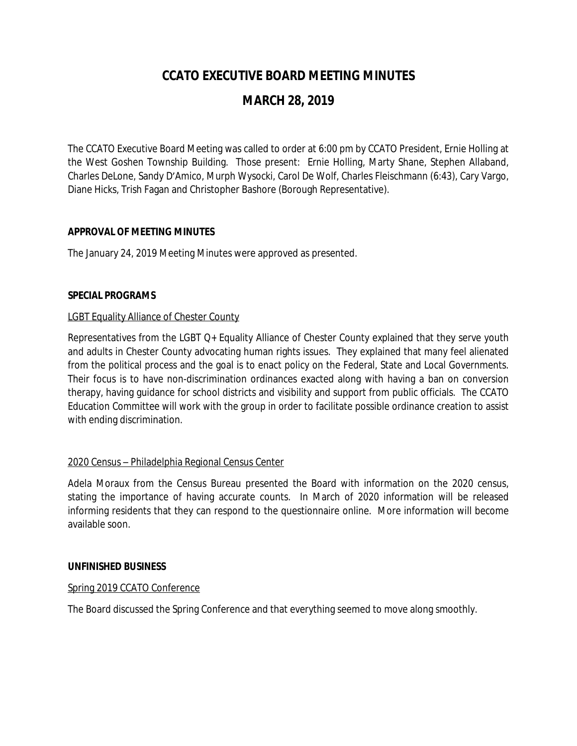# CCATO EXECUTIVE BOARD MEETING MINUTES

## MARCH 28, 2019

The CCATO Executive Board Meeting was called to order at 6:00 pm by CCATO President, Ernie Holling at the West Goshen Township Building. Those present: Ernie Holling, Marty Shane, Stephen Allaband, Charles DeLone, Sandy D'Amico, Murph Wysocki, Carol De Wolf, Charles Fleischmann (6:43), Cary Vargo, Diane Hicks, Trish Fagan and Christopher Bashore (Borough Representative).

**APPROVAL OF MEETING MINUTES**

The January 24, 2019 Meeting Minutes were approved as presented.

**SPECIAL PROGRAMS**

<u>LGBT Equality Alliance of Chester County</u>

Representatives from the LGBT Q+ Equality Alliance of Chester County explained that they serve youth and adults in Chester County advocating human rights issues. They explained that many feel alienated from the political process and the goal is to enact policy on the Federal, State and Local Governments. Their focus is to have non-discrimination ordinances exacted along with having a ban on conversion therapy, having guidance for school districts and visibility and support from public officials. The CCATO Education Committee will work with the group in order to facilitate possible ordinance creation to assist with ending discrimination.

<u>2020 Census – Philadelphia Regional Census Center</u>

Adela Moraux from the Census Bureau presented the Board with information on the 2020 census, stating the importance of having accurate counts. In March of 2020 information will be released informing residents that they can respond to the questionnaire online. More information will become available soon.

**UNFINISHED BUSINESS**

<u>Spring 2019 CCATO Conference</u>

The Board discussed the Spring Conference and that everything seemed to move along smoothly.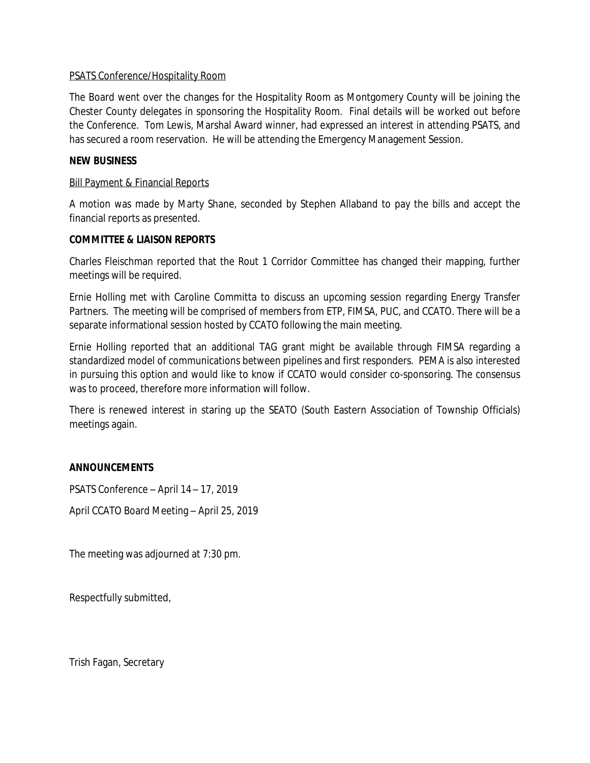PSATS Conference/Hospitality Room

The Board went over the changes for the Hospitality Room as Montgomery County will be joining the Chester County delegates in sponsoring the Hospitality Room. Final details will be worked out before the Conference. Tom Lewis, Marshal Award winner, had expressed an interest in attending PSATS, and has secured a room reservation. He will be attending the Emergency Management Session.

**NEW BUSINESS**

Bill Payment & Financial Reports

A motion was made by Marty Shane, seconded by Stephen Allaband to pay the bills and accept the financial reports as presented.

**COMMITTEE & LIAISON REPORTS**

Charles Fleischman reported that the Rout 1 Corridor Committee has changed their mapping, further meetings will be required.

Ernie Holling met with Caroline Committa to discuss an upcoming session regarding Energy Transfer Partners. The meeting will be comprised of members from ETP, FIMSA, PUC, and CCATO. There will be a separate informational session hosted by CCATO following the main meeting.

Ernie Holling reported that an additional TAG grant might be available through FIMSA regarding a standardized model of communications between pipelines and first responders. PEMA is also interested in pursuing this option and would like to know if CCATO would consider co-sponsoring. The consensus was to proceed, therefore more information will follow.

There is renewed interest in staring up the SEATO (South Eastern Association of Township Officials) meetings again.

**ANNOUNCEMENTS**

PSATS Conference – April 14 – 17, 2019

April CCATO Board Meeting – April 25, 2019

The meeting was adjourned at 7:30 pm.

Respectfully submitted,

Trish Fagan, Secretary